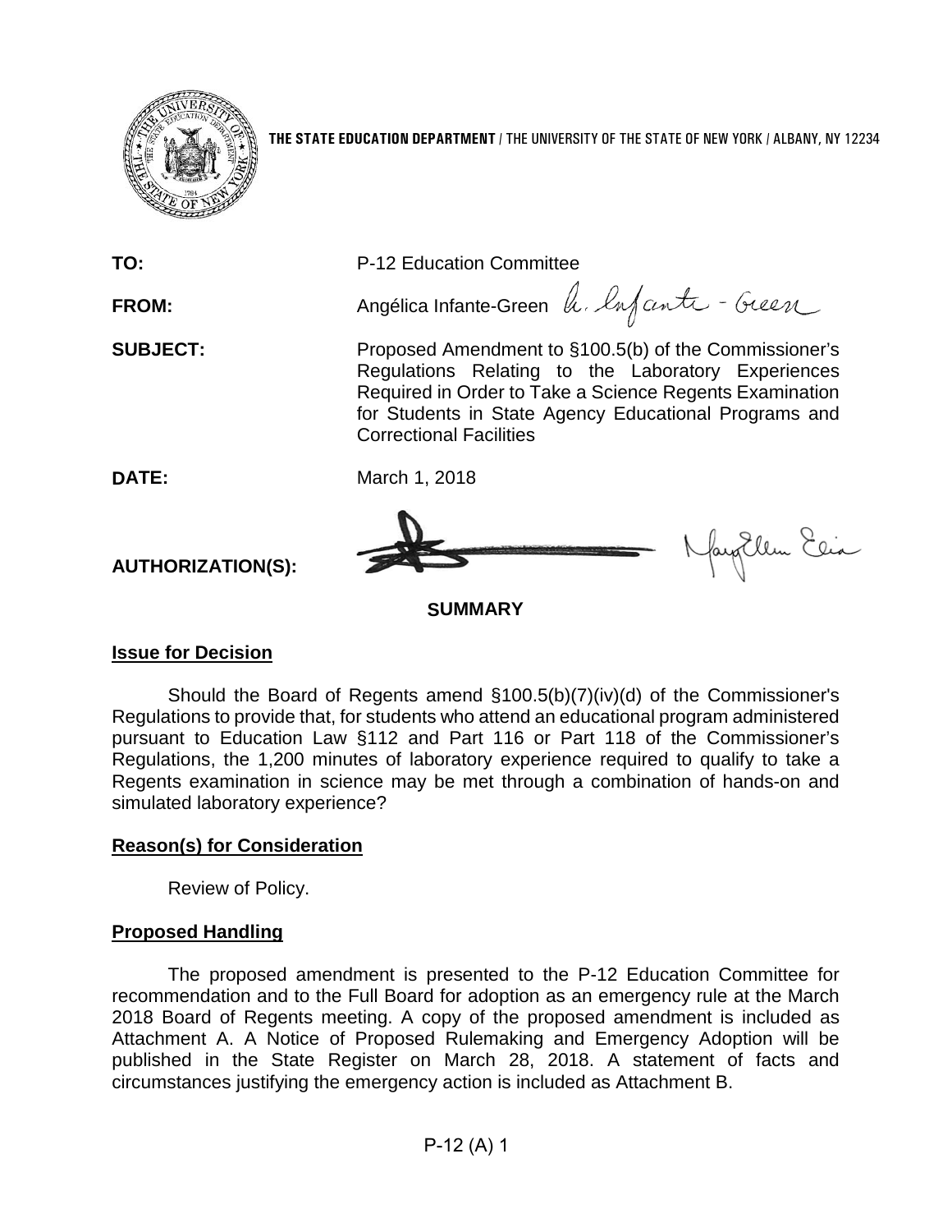**THE STATE EDUCATION DEPARTMENT** / THE UNIVERSITY OF THE STATE OF NEW YORK / ALBANY, NY 12234

**TO:** P-12 Education Committee

**FROM:** Angélica Infante-Green

**SUBJECT:** Proposed Amendment to §100.5(b) of the Commissioner's Regulations Relating to the Laboratory Experiences Required in Order to Take a Science Regents Examination for Students in State Agency Educational Programs and Correctional Facilities

**DATE:** March 1, 2018

**AUTHORIZATION(S):**

## SUMMARY

### Issue for Decision

Should the Board of Regents amend §100.5(b)(7)(iv)(d) of the Commissioner's Regulations to provide that, for students who attend an educational program administered pursuant to Education Law §112 and Part 116 or Part 118 of the Commissioner's Regulations, the 1,200 minutes of laboratory experience required to qualify to take a Regents examination in science may be met through a combination of hands-on and simulated laboratory experience?

### Reason(s) for Consideration

Review of Policy.

### Proposed Handling

The proposed amendment is presented to the P-12 Education Committee for recommendation and to the Full Board for adoption as an emergency rule at the March 2018 Board of Regents meeting. A copy of the proposed amendment is included as Attachment A. A Notice of Proposed Rulemaking and Emergency Adoption will be published in the State Register on March 28, 2018. A statement of facts and circumstances justifying the emergency action is included as Attachment B.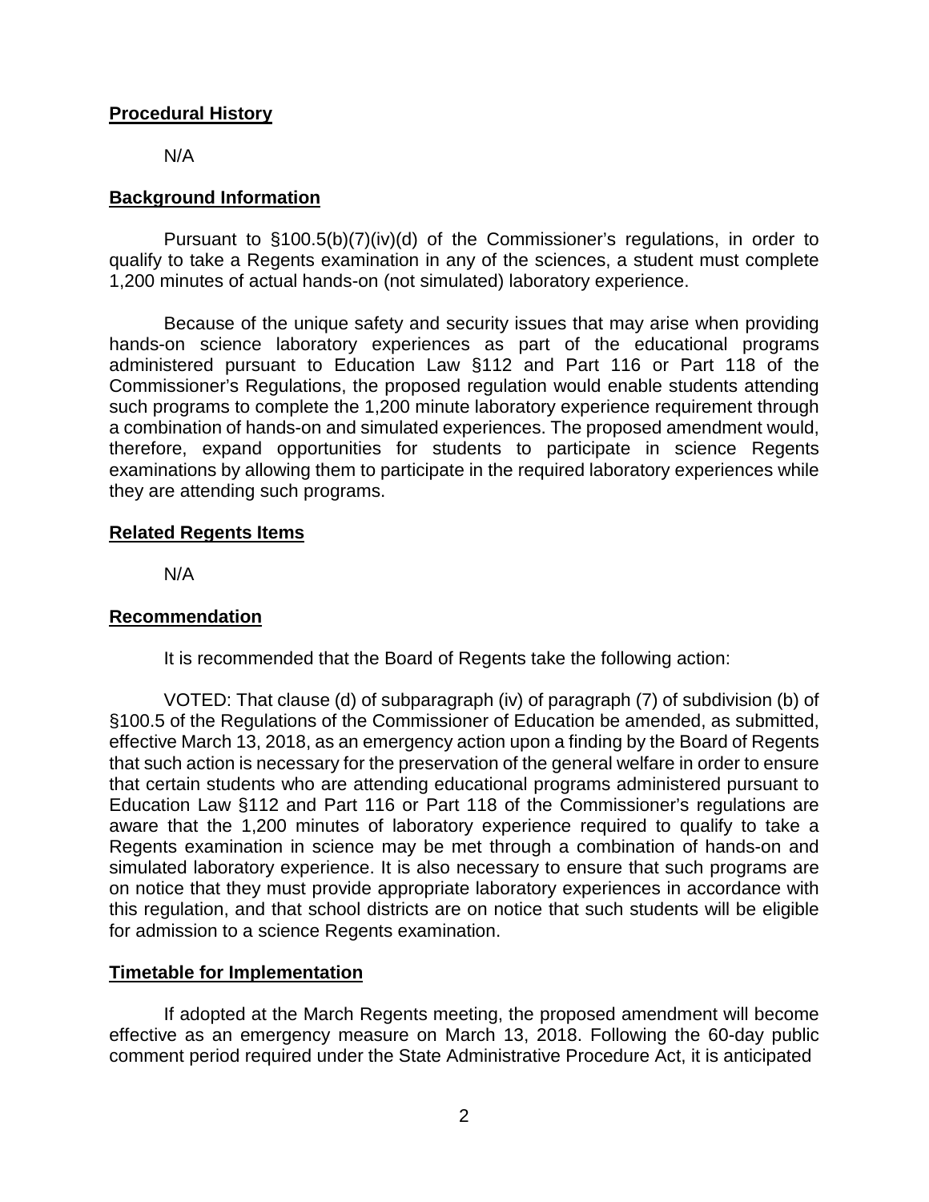**Procedural History**

N/A

**Background Information**

Pursuant to §100.5(b)(7)(iv)(d) of the Commissioner's regulations, in order to qualify to take a Regents examination in any of the sciences, a student must complete 1,200 minutes of actual hands-on (not simulated) laboratory experience.

Because of the unique safety and security issues that may arise when providing hands-on science laboratory experiences as part of the educational programs administered pursuant to Education Law §112 and Part 116 or Part 118 of the Commissioner's Regulations, the proposed regulation would enable students attending such programs to complete the 1,200 minute laboratory experience requirement through a combination of hands-on and simulated experiences. The proposed amendment would, therefore, expand opportunities for students to participate in science Regents examinations by allowing them to participate in the required laboratory experiences while they are attending such programs.

**Related Regents Items**

N/A

**Recommendation**

It is recommended that the Board of Regents take the following action:

VOTED: That clause (d) of subparagraph (iv) of paragraph (7) of subdivision (b) of §100.5 of the Regulations of the Commissioner of Education be amended, as submitted, effective March 13, 2018, as an emergency action upon a finding by the Board of Regents that such action is necessary for the preservation of the general welfare in order to ensure that certain students who are attending educational programs administered pursuant to Education Law §112 and Part 116 or Part 118 of the Commissioner's regulations are aware that the 1,200 minutes of laboratory experience required to qualify to take a Regents examination in science may be met through a combination of hands-on and simulated laboratory experience. It is also necessary to ensure that such programs are on notice that they must provide appropriate laboratory experiences in accordance with this regulation, and that school districts are on notice that such students will be eligible for admission to a science Regents examination.

**Timetable for Implementation**

If adopted at the March Regents meeting, the proposed amendment will become effective as an emergency measure on March 13, 2018. Following the 60-day public comment period required under the State Administrative Procedure Act, it is anticipated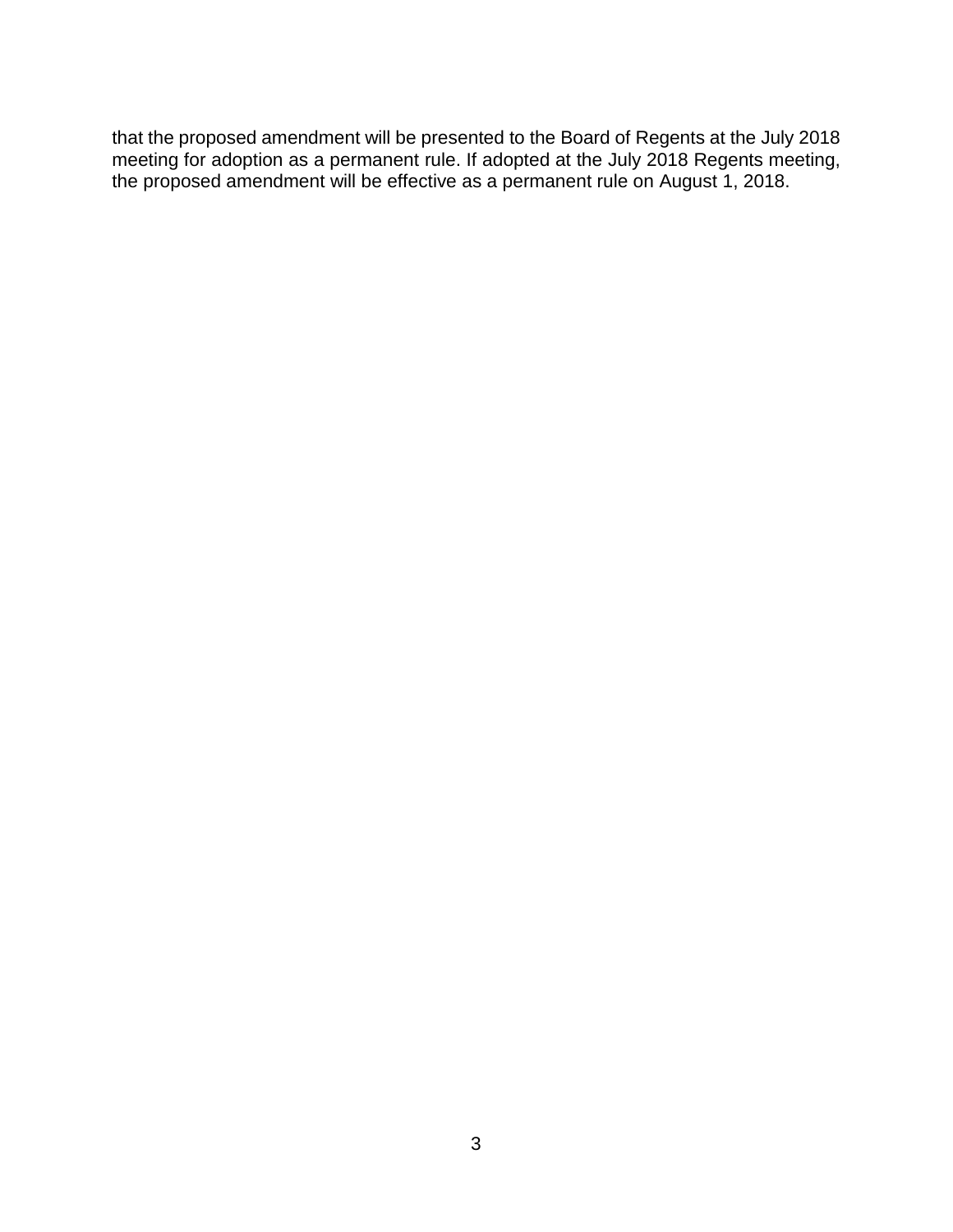that the proposed amendment will be presented to the Board of Regents at the July 2018 meeting for adoption as a permanent rule. If adopted at the July 2018 Regents meeting, the proposed amendment will be effective as a permanent rule on August 1, 2018.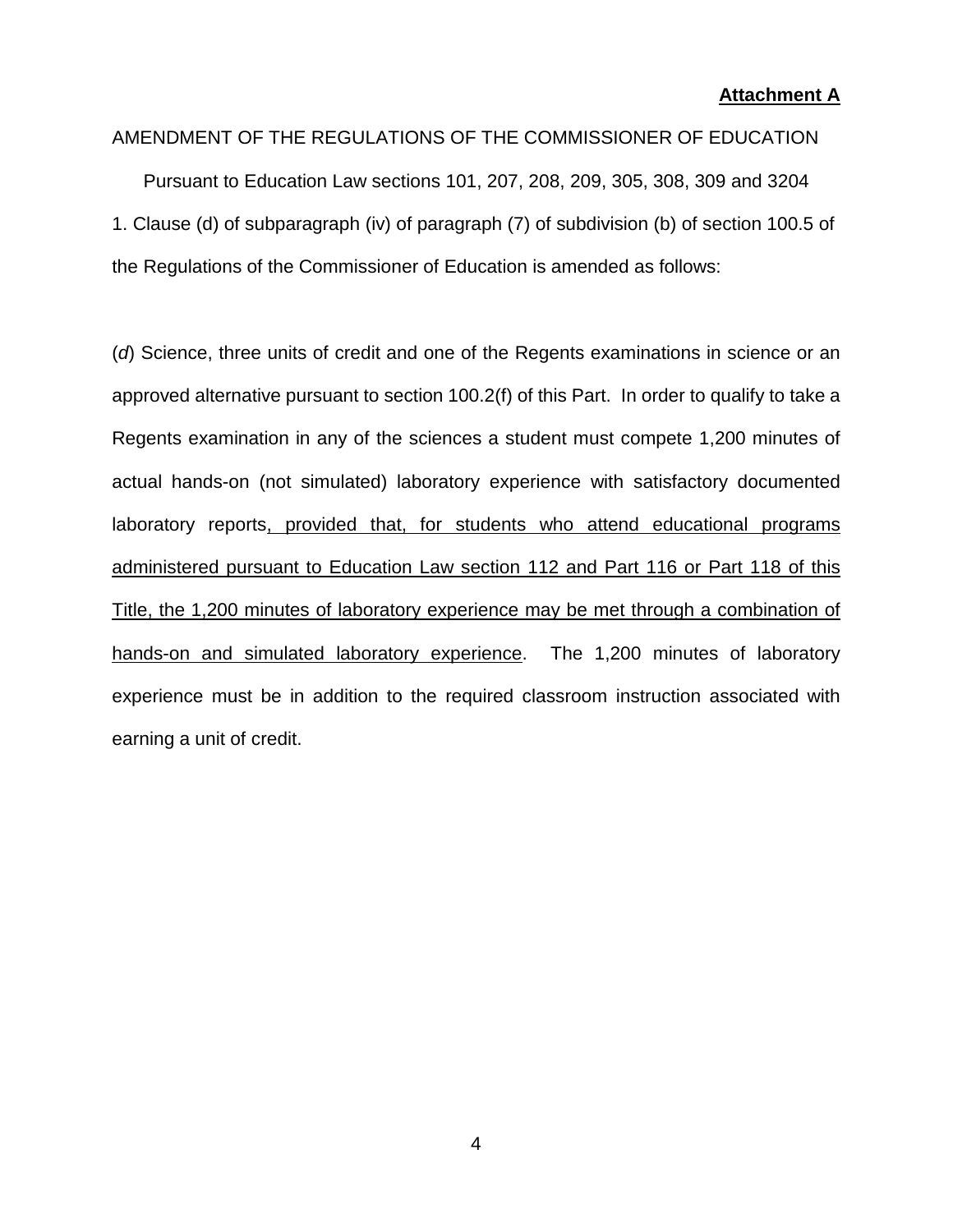**Attachment A**

AMENDMENT OF THE REGULATIONS OF THE COMMISSIONER OF EDUCATION

Pursuant to Education Law sections 101, 207, 208, 209, 305, 308, 309 and 3204

1. Clause (d) of subparagraph (iv) of paragraph (7) of subdivision (b) of section 100.5 of the Regulations of the Commissioner of Education is amended as follows:

(*d*) Science, three units of credit and one of the Regents examinations in science or an approved alternative pursuant to section 100.2(f) of this Part. In order to qualify to take a Regents examination in any of the sciences a student must compete 1,200 minutes of actual hands-on (not simulated) laboratory experience with satisfactory documented laboratory reports<u>, provided that, for students who attend educational programs administered pursuant to Education Law section 112 and Part 116 or Part 118 of this Title, the 1,200 minutes of laboratory experience may be met through a combination of hands-on and simulated laboratory experience</u>. The 1,200 minutes of laboratory experience must be in addition to the required classroom instruction associated with earning a unit of credit.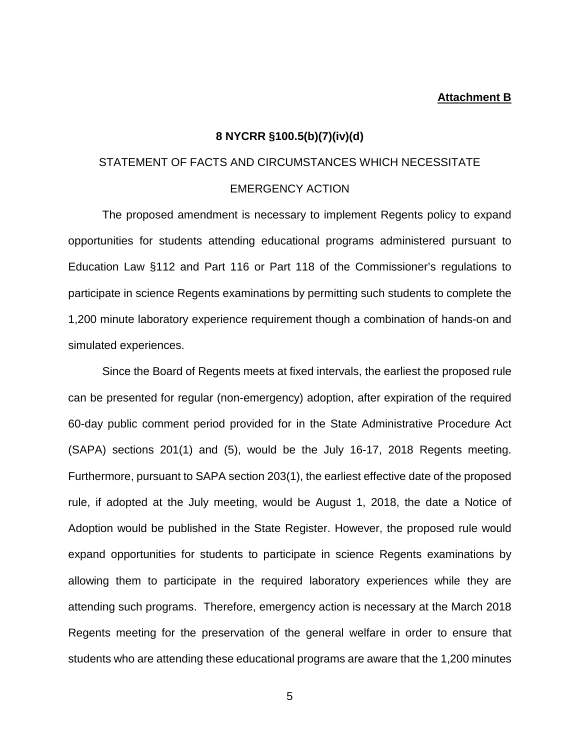**Attachment B**

**8 NYCRR §100.5(b)(7)(iv)(d)**

STATEMENT OF FACTS AND CIRCUMSTANCES WHICH NECESSITATE EMERGENCY ACTION

The proposed amendment is necessary to implement Regents policy to expand opportunities for students attending educational programs administered pursuant to Education Law §112 and Part 116 or Part 118 of the Commissioner's regulations to participate in science Regents examinations by permitting such students to complete the 1,200 minute laboratory experience requirement though a combination of hands-on and simulated experiences.

Since the Board of Regents meets at fixed intervals, the earliest the proposed rule can be presented for regular (non-emergency) adoption, after expiration of the required 60-day public comment period provided for in the State Administrative Procedure Act (SAPA) sections 201(1) and (5), would be the July 16-17, 2018 Regents meeting. Furthermore, pursuant to SAPA section 203(1), the earliest effective date of the proposed rule, if adopted at the July meeting, would be August 1, 2018, the date a Notice of Adoption would be published in the State Register. However, the proposed rule would expand opportunities for students to participate in science Regents examinations by allowing them to participate in the required laboratory experiences while they are attending such programs. Therefore, emergency action is necessary at the March 2018 Regents meeting for the preservation of the general welfare in order to ensure that students who are attending these educational programs are aware that the 1,200 minutes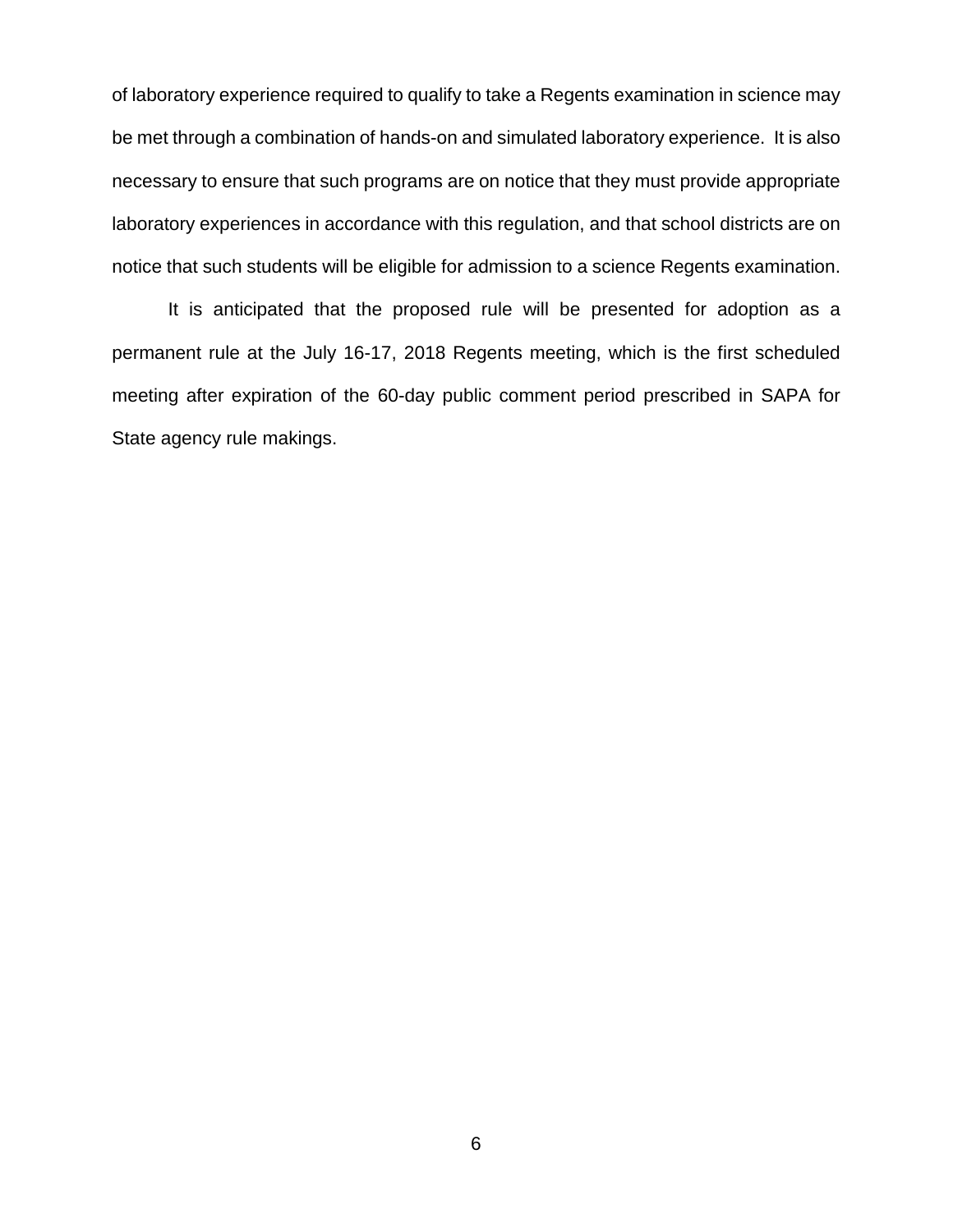of laboratory experience required to qualify to take a Regents examination in science may be met through a combination of hands-on and simulated laboratory experience. It is also necessary to ensure that such programs are on notice that they must provide appropriate laboratory experiences in accordance with this regulation, and that school districts are on notice that such students will be eligible for admission to a science Regents examination.

It is anticipated that the proposed rule will be presented for adoption as a permanent rule at the July 16-17, 2018 Regents meeting, which is the first scheduled meeting after expiration of the 60-day public comment period prescribed in SAPA for State agency rule makings.